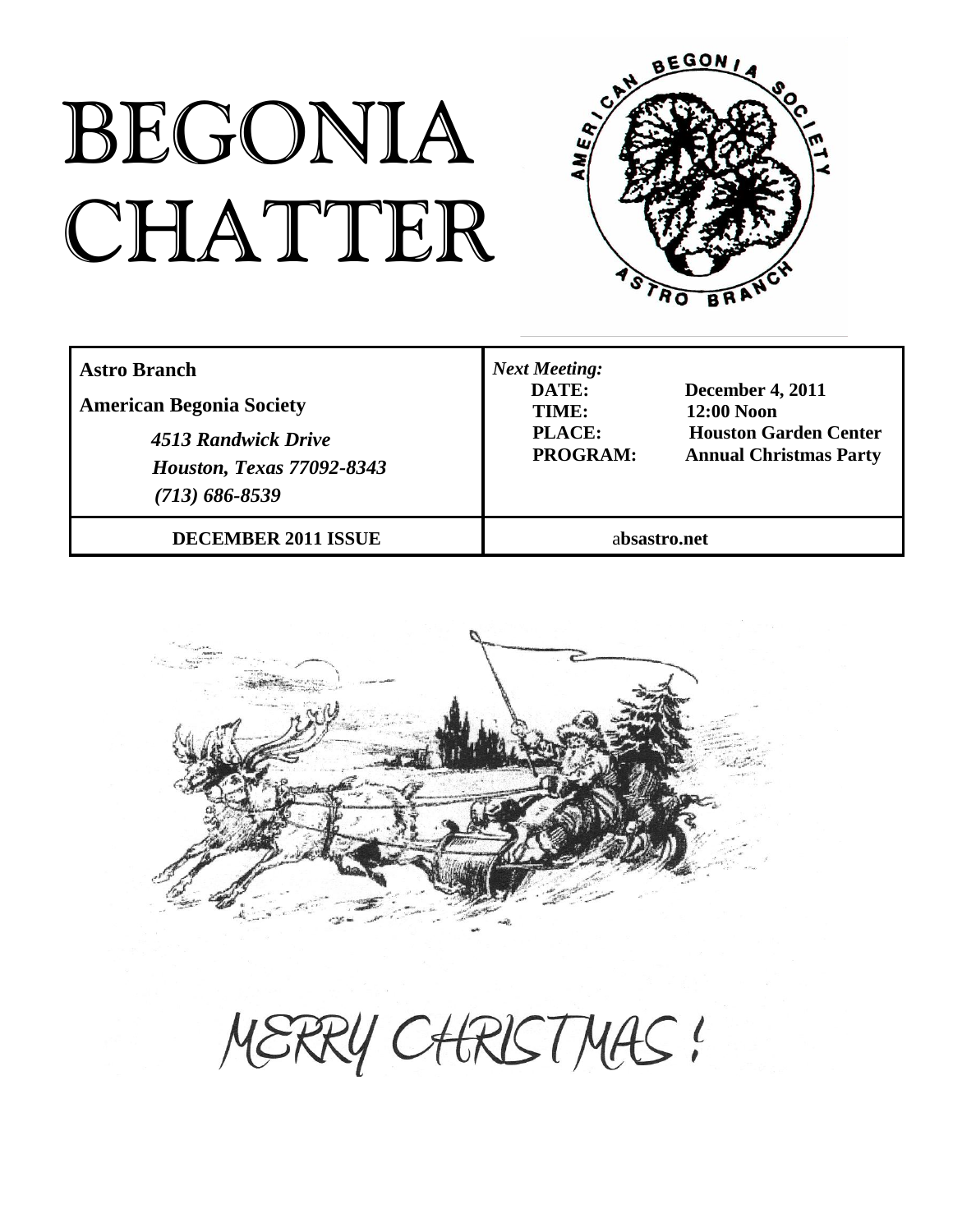# BEGONIA CHATTER

| **Astro Branch**<br>**American Begonia Society**<br>*4513 Randwick Drive*<br>*Houston, Texas 77092-8343*<br>*(713) 686-8539* | ***Next Meeting:***<br>**DATE:** **December 4, 2011**<br>**TIME:** **12:00 Noon**<br>**PLACE:** **Houston Garden Center**<br>**PROGRAM:** **Annual Christmas Party** |
| --- | --- |
| **DECEMBER 2011 ISSUE** | a**bsastro.net** |

MERRY CHRISTMAS!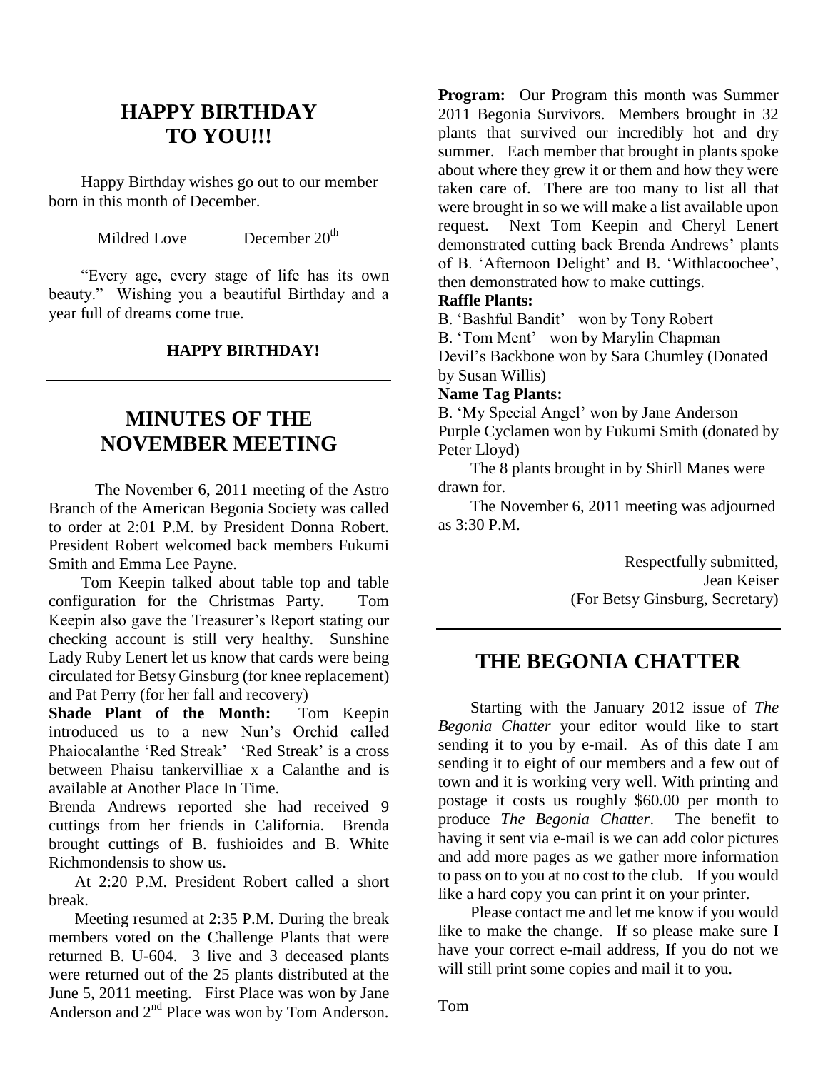## HAPPY BIRTHDAY TO YOU!!!

Happy Birthday wishes go out to our member born in this month of December.

Mildred Love December 20th

"Every age, every stage of life has its own beauty." Wishing you a beautiful Birthday and a year full of dreams come true.

**HAPPY BIRTHDAY!**

---

## MINUTES OF THE NOVEMBER MEETING

The November 6, 2011 meeting of the Astro Branch of the American Begonia Society was called to order at 2:01 P.M. by President Donna Robert. President Robert welcomed back members Fukumi Smith and Emma Lee Payne.

Tom Keepin talked about table top and table configuration for the Christmas Party. Tom Keepin also gave the Treasurer's Report stating our checking account is still very healthy. Sunshine Lady Ruby Lenert let us know that cards were being circulated for Betsy Ginsburg (for knee replacement) and Pat Perry (for her fall and recovery)

**Shade Plant of the Month:** Tom Keepin introduced us to a new Nun's Orchid called Phaiocalanthe 'Red Streak' 'Red Streak' is a cross between Phaisu tankervilliae x a Calanthe and is available at Another Place In Time.

Brenda Andrews reported she had received 9 cuttings from her friends in California. Brenda brought cuttings of B. fushioides and B. White Richmondensis to show us.

At 2:20 P.M. President Robert called a short break.

Meeting resumed at 2:35 P.M. During the break members voted on the Challenge Plants that were returned B. U-604. 3 live and 3 deceased plants were returned out of the 25 plants distributed at the June 5, 2011 meeting. First Place was won by Jane Anderson and 2nd Place was won by Tom Anderson.

**Program:** Our Program this month was Summer 2011 Begonia Survivors. Members brought in 32 plants that survived our incredibly hot and dry summer. Each member that brought in plants spoke about where they grew it or them and how they were taken care of. There are too many to list all that were brought in so we will make a list available upon request. Next Tom Keepin and Cheryl Lenert demonstrated cutting back Brenda Andrews' plants of B. 'Afternoon Delight' and B. 'Withlacoochee', then demonstrated how to make cuttings.

**Raffle Plants:**

B. 'Bashful Bandit' won by Tony Robert
B. 'Tom Ment' won by Marylin Chapman
Devil's Backbone won by Sara Chumley (Donated by Susan Willis)

**Name Tag Plants:**

B. 'My Special Angel' won by Jane Anderson
Purple Cyclamen won by Fukumi Smith (donated by Peter Lloyd)

The 8 plants brought in by Shirll Manes were drawn for.

The November 6, 2011 meeting was adjourned as 3:30 P.M.

Respectfully submitted,
Jean Keiser
(For Betsy Ginsburg, Secretary)

---

## THE BEGONIA CHATTER

Starting with the January 2012 issue of *The Begonia Chatter* your editor would like to start sending it to you by e-mail. As of this date I am sending it to eight of our members and a few out of town and it is working very well. With printing and postage it costs us roughly $60.00 per month to produce *The Begonia Chatter*. The benefit to having it sent via e-mail is we can add color pictures and add more pages as we gather more information to pass on to you at no cost to the club. If you would like a hard copy you can print it on your printer.

Please contact me and let me know if you would like to make the change. If so please make sure I have your correct e-mail address, If you do not we will still print some copies and mail it to you.

Tom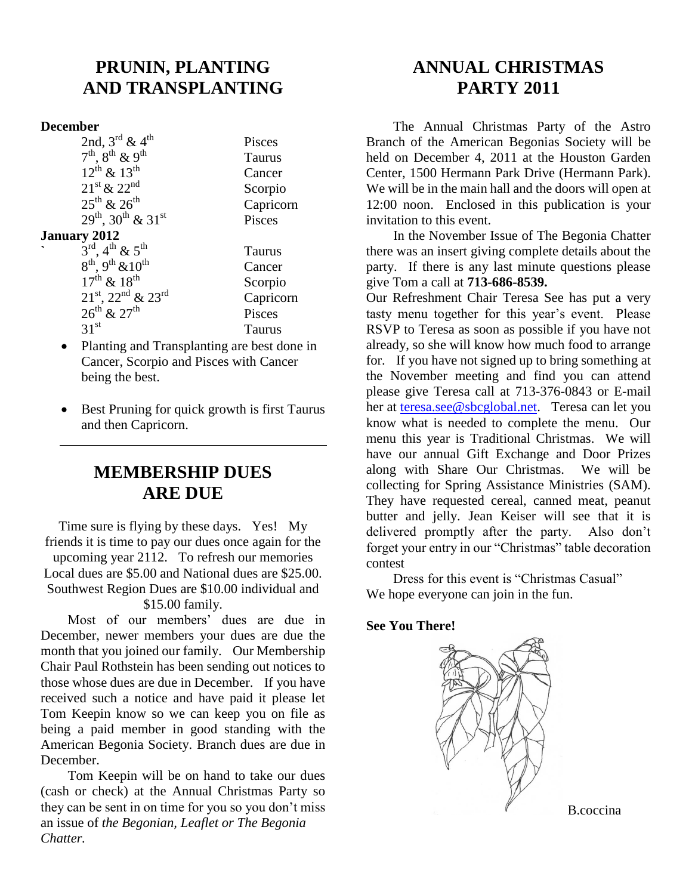## PRUNIN, PLANTING AND TRANSPLANTING

**December**

| | |
|---|---|
| 2nd, 3rd & 4th | Pisces |
| 7th, 8th & 9th | Taurus |
| 12th & 13th | Cancer |
| 21st & 22nd | Scorpio |
| 25th & 26th | Capricorn |
| 29th, 30th & 31st | Pisces |

**January 2012**

| | |
|---|---|
| 3rd, 4th & 5th | Taurus |
| 8th, 9th &10th | Cancer |
| 17th & 18th | Scorpio |
| 21st, 22nd & 23rd | Capricorn |
| 26th & 27th | Pisces |
| 31st | Taurus |

- Planting and Transplanting are best done in Cancer, Scorpio and Pisces with Cancer being the best.
- Best Pruning for quick growth is first Taurus and then Capricorn.

---

## MEMBERSHIP DUES ARE DUE

Time sure is flying by these days. Yes! My friends it is time to pay our dues once again for the upcoming year 2112. To refresh our memories Local dues are $5.00 and National dues are $25.00. Southwest Region Dues are $10.00 individual and $15.00 family.

Most of our members' dues are due in December, newer members your dues are due the month that you joined our family. Our Membership Chair Paul Rothstein has been sending out notices to those whose dues are due in December. If you have received such a notice and have paid it please let Tom Keepin know so we can keep you on file as being a paid member in good standing with the American Begonia Society. Branch dues are due in December.

Tom Keepin will be on hand to take our dues (cash or check) at the Annual Christmas Party so they can be sent in on time for you so you don't miss an issue of *the Begonian, Leaflet or The Begonia Chatter.*

## ANNUAL CHRISTMAS PARTY 2011

The Annual Christmas Party of the Astro Branch of the American Begonias Society will be held on December 4, 2011 at the Houston Garden Center, 1500 Hermann Park Drive (Hermann Park). We will be in the main hall and the doors will open at 12:00 noon. Enclosed in this publication is your invitation to this event.

In the November Issue of The Begonia Chatter there was an insert giving complete details about the party. If there is any last minute questions please give Tom a call at **713-686-8539.**

Our Refreshment Chair Teresa See has put a very tasty menu together for this year's event. Please RSVP to Teresa as soon as possible if you have not already, so she will know how much food to arrange for. If you have not signed up to bring something at the November meeting and find you can attend please give Teresa call at 713-376-0843 or E-mail her at teresa.see@sbcglobal.net. Teresa can let you know what is needed to complete the menu. Our menu this year is Traditional Christmas. We will have our annual Gift Exchange and Door Prizes along with Share Our Christmas. We will be collecting for Spring Assistance Ministries (SAM). They have requested cereal, canned meat, peanut butter and jelly. Jean Keiser will see that it is delivered promptly after the party. Also don't forget your entry in our "Christmas" table decoration contest

Dress for this event is "Christmas Casual"
We hope everyone can join in the fun.

**See You There!**

B.coccina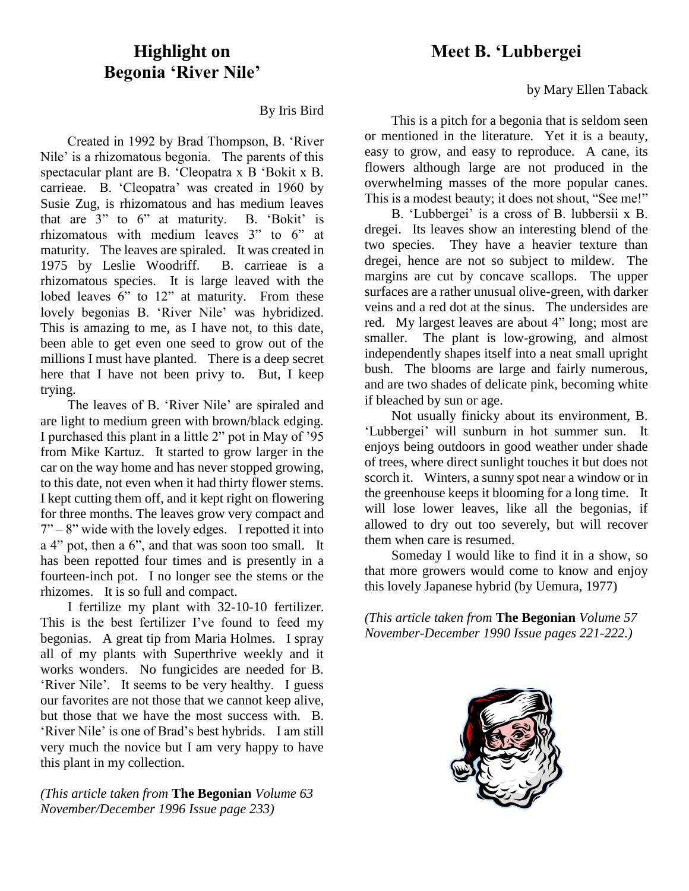## Highlight on Begonia 'River Nile'

By Iris Bird

Created in 1992 by Brad Thompson, B. 'River Nile' is a rhizomatous begonia. The parents of this spectacular plant are B. 'Cleopatra x B 'Bokit x B. carrieae. B. 'Cleopatra' was created in 1960 by Susie Zug, is rhizomatous and has medium leaves that are 3" to 6" at maturity. B. 'Bokit' is rhizomatous with medium leaves 3" to 6" at maturity. The leaves are spiraled. It was created in 1975 by Leslie Woodriff. B. carrieae is a rhizomatous species. It is large leaved with the lobed leaves 6" to 12" at maturity. From these lovely begonias B. 'River Nile' was hybridized. This is amazing to me, as I have not, to this date, been able to get even one seed to grow out of the millions I must have planted. There is a deep secret here that I have not been privy to. But, I keep trying.

The leaves of B. 'River Nile' are spiraled and are light to medium green with brown/black edging. I purchased this plant in a little 2" pot in May of '95 from Mike Kartuz. It started to grow larger in the car on the way home and has never stopped growing, to this date, not even when it had thirty flower stems. I kept cutting them off, and it kept right on flowering for three months. The leaves grow very compact and 7" – 8" wide with the lovely edges. I repotted it into a 4" pot, then a 6", and that was soon too small. It has been repotted four times and is presently in a fourteen-inch pot. I no longer see the stems or the rhizomes. It is so full and compact.

I fertilize my plant with 32-10-10 fertilizer. This is the best fertilizer I've found to feed my begonias. A great tip from Maria Holmes. I spray all of my plants with Superthrive weekly and it works wonders. No fungicides are needed for B. 'River Nile'. It seems to be very healthy. I guess our favorites are not those that we cannot keep alive, but those that we have the most success with. B. 'River Nile' is one of Brad's best hybrids. I am still very much the novice but I am very happy to have this plant in my collection.

*(This article taken from* **The Begonian** *Volume 63 November/December 1996 Issue page 233)*

## Meet B. 'Lubbergei

by Mary Ellen Taback

This is a pitch for a begonia that is seldom seen or mentioned in the literature. Yet it is a beauty, easy to grow, and easy to reproduce. A cane, its flowers although large are not produced in the overwhelming masses of the more popular canes. This is a modest beauty; it does not shout, "See me!"

B. 'Lubbergei' is a cross of B. lubbersii x B. dregei. Its leaves show an interesting blend of the two species. They have a heavier texture than dregei, hence are not so subject to mildew. The margins are cut by concave scallops. The upper surfaces are a rather unusual olive-green, with darker veins and a red dot at the sinus. The undersides are red. My largest leaves are about 4" long; most are smaller. The plant is low-growing, and almost independently shapes itself into a neat small upright bush. The blooms are large and fairly numerous, and are two shades of delicate pink, becoming white if bleached by sun or age.

Not usually finicky about its environment, B. 'Lubbergei' will sunburn in hot summer sun. It enjoys being outdoors in good weather under shade of trees, where direct sunlight touches it but does not scorch it. Winters, a sunny spot near a window or in the greenhouse keeps it blooming for a long time. It will lose lower leaves, like all the begonias, if allowed to dry out too severely, but will recover them when care is resumed.

Someday I would like to find it in a show, so that more growers would come to know and enjoy this lovely Japanese hybrid (by Uemura, 1977)

*(This article taken from* **The Begonian** *Volume 57 November-December 1990 Issue pages 221-222.)*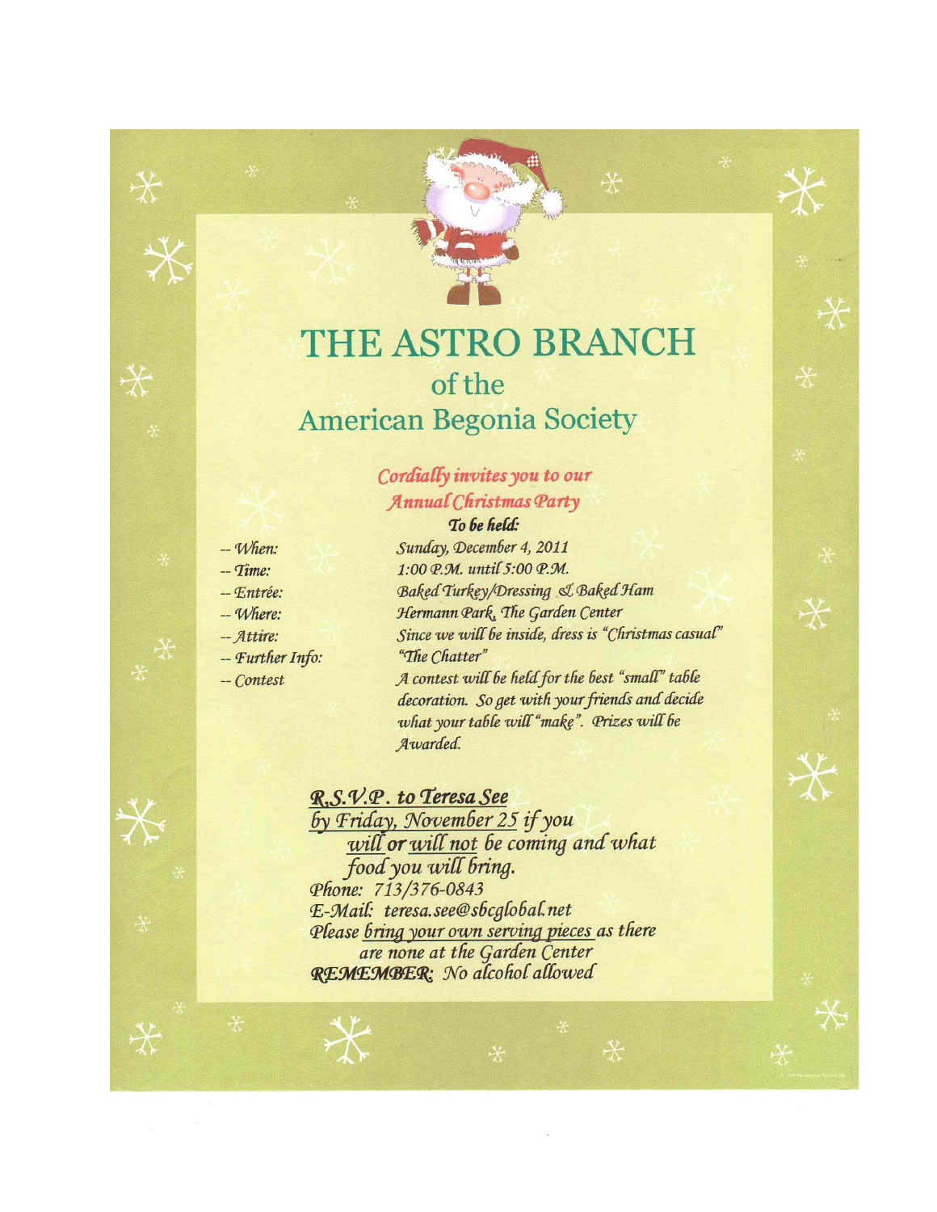# THE ASTRO BRANCH

## of the

## American Begonia Society

*Cordially invites you to our*
*Annual Christmas Party*

***To be held:***

| | |
|---|---|
| -- *When:* | *Sunday, December 4, 2011* |
| -- *Time:* | *1:00 P.M. until 5:00 P.M.* |
| -- *Entrée:* | *Baked Turkey/Dressing & Baked Ham* |
| -- *Where:* | *Hermann Park, The Garden Center* |
| -- *Attire:* | *Since we will be inside, dress is "Christmas casual"* |
| -- *Further Info:* | *"The Chatter"* |
| -- *Contest* | *A contest will be held for the best "small" table decoration. So get with your friends and decide what your table will "make". Prizes will be Awarded.* |

***R.S.V.P. to Teresa See***
*by Friday, November 25 if you will **or** will not be coming and what food you will bring.*

*Phone: 713/376-0843*

*E-Mail: teresa.see@sbcglobal.net*

*Please bring your own serving pieces as there are none at the Garden Center*

***REMEMBER:*** *No alcohol allowed*